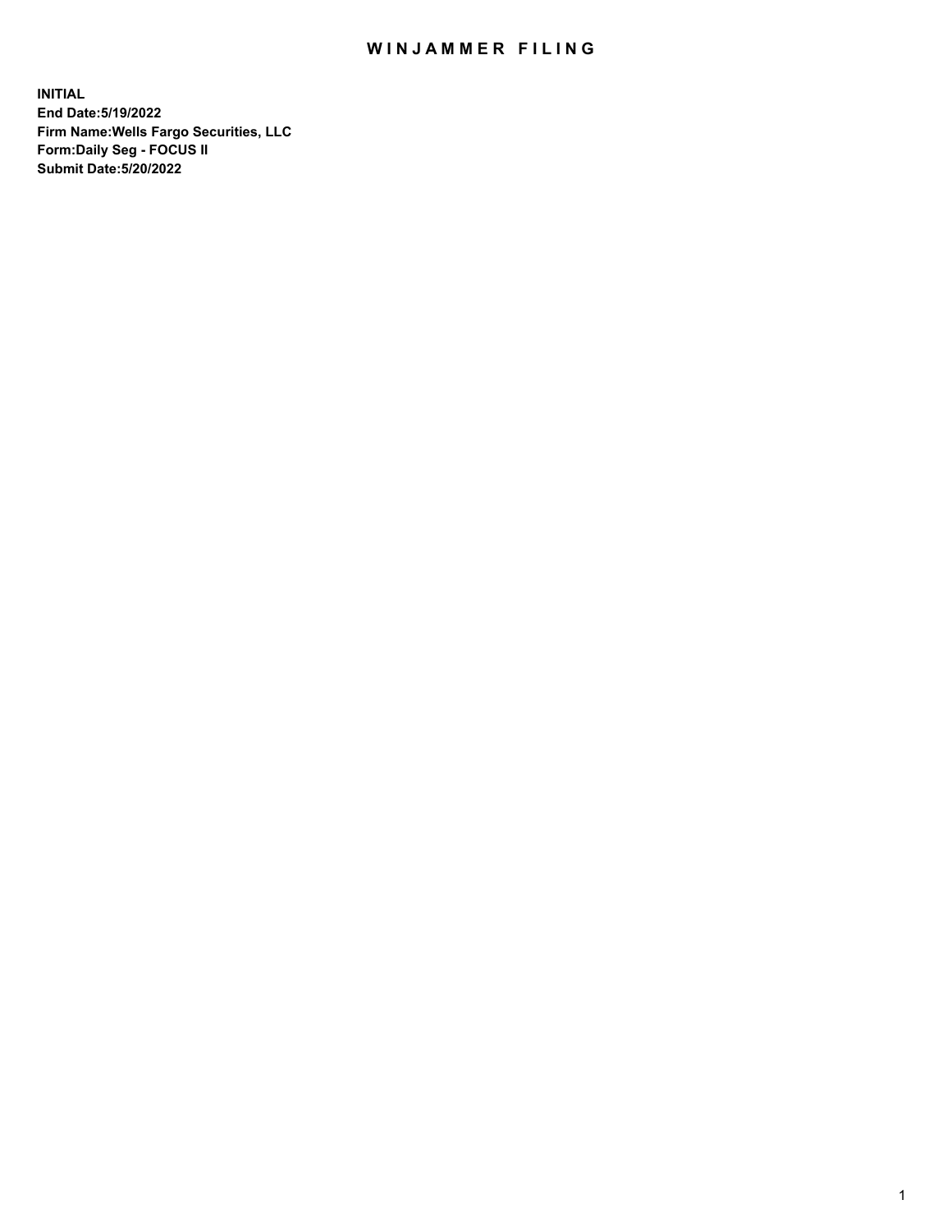# WINJAMMER FILING

**INITIAL**
**End Date:5/19/2022**
**Firm Name:Wells Fargo Securities, LLC**
**Form:Daily Seg - FOCUS II**
**Submit Date:5/20/2022**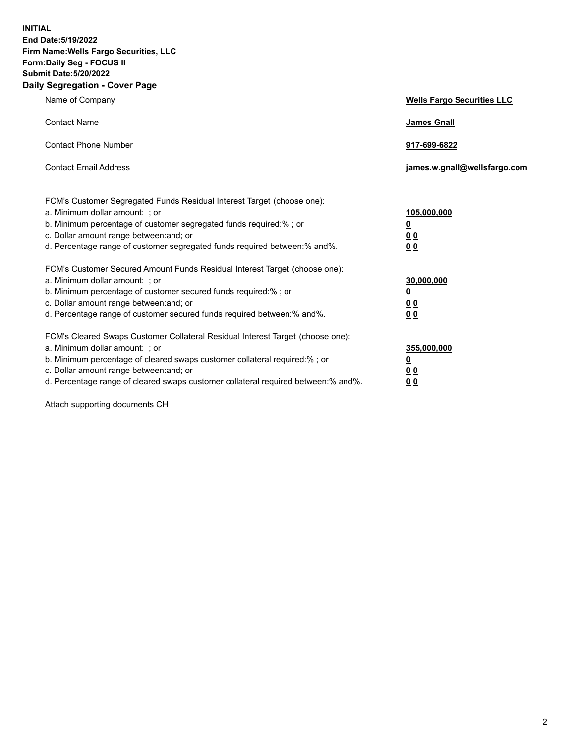**INITIAL**
**End Date:5/19/2022**
**Firm Name:Wells Fargo Securities, LLC**
**Form:Daily Seg - FOCUS II**
**Submit Date:5/20/2022**

## Daily Segregation - Cover Page

| | |
|---|---|
| Name of Company | **Wells Fargo Securities LLC** |
| Contact Name | **James Gnall** |
| Contact Phone Number | **917-699-6822** |
| Contact Email Address | **james.w.gnall@wellsfargo.com** |

| | |
|---|---|
| FCM's Customer Segregated Funds Residual Interest Target (choose one): | |
| a. Minimum dollar amount: ; or | **105,000,000** |
| b. Minimum percentage of customer segregated funds required:% ; or | **0** |
| c. Dollar amount range between:and; or | **0 0** |
| d. Percentage range of customer segregated funds required between:% and%. | **0 0** |
| FCM's Customer Secured Amount Funds Residual Interest Target (choose one): | |
| a. Minimum dollar amount: ; or | **30,000,000** |
| b. Minimum percentage of customer secured funds required:% ; or | **0** |
| c. Dollar amount range between:and; or | **0 0** |
| d. Percentage range of customer secured funds required between:% and%. | **0 0** |
| FCM's Cleared Swaps Customer Collateral Residual Interest Target (choose one): | |
| a. Minimum dollar amount: ; or | **355,000,000** |
| b. Minimum percentage of cleared swaps customer collateral required:% ; or | **0** |
| c. Dollar amount range between:and; or | **0 0** |
| d. Percentage range of cleared swaps customer collateral required between:% and%. | **0 0** |

Attach supporting documents CH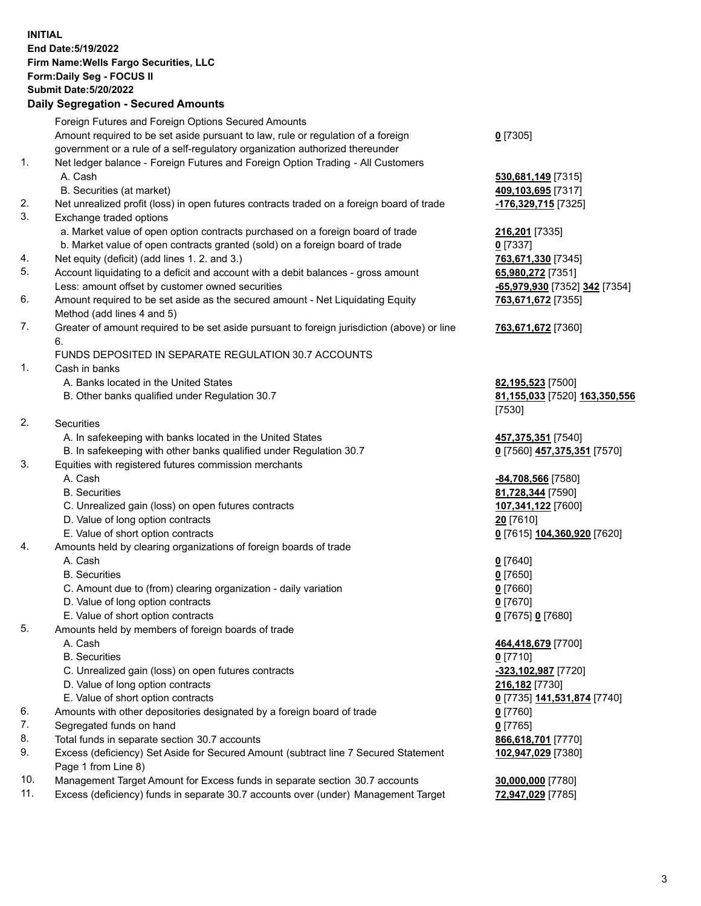**INITIAL**
**End Date:5/19/2022**
**Firm Name:Wells Fargo Securities, LLC**
**Form:Daily Seg - FOCUS II**
**Submit Date:5/20/2022**

## Daily Segregation - Secured Amounts

| | | |
|---|---|---|
| | Foreign Futures and Foreign Options Secured Amounts | |
| | Amount required to be set aside pursuant to law, rule or regulation of a foreign government or a rule of a self-regulatory organization authorized thereunder | **0** [7305] |
| 1. | Net ledger balance - Foreign Futures and Foreign Option Trading - All Customers | |
| | A. Cash | **530,681,149** [7315] |
| | B. Securities (at market) | **409,103,695** [7317] |
| 2. | Net unrealized profit (loss) in open futures contracts traded on a foreign board of trade | **-176,329,715** [7325] |
| 3. | Exchange traded options | |
| | a. Market value of open option contracts purchased on a foreign board of trade | **216,201** [7335] |
| | b. Market value of open contracts granted (sold) on a foreign board of trade | **0** [7337] |
| 4. | Net equity (deficit) (add lines 1. 2. and 3.) | **763,671,330** [7345] |
| 5. | Account liquidating to a deficit and account with a debit balances - gross amount | **65,980,272** [7351] |
| | Less: amount offset by customer owned securities | **-65,979,930** [7352] **342** [7354] |
| 6. | Amount required to be set aside as the secured amount - Net Liquidating Equity Method (add lines 4 and 5) | **763,671,672** [7355] |
| 7. | Greater of amount required to be set aside pursuant to foreign jurisdiction (above) or line 6. | **763,671,672** [7360] |
| | FUNDS DEPOSITED IN SEPARATE REGULATION 30.7 ACCOUNTS | |
| 1. | Cash in banks | |
| | A. Banks located in the United States | **82,195,523** [7500] |
| | B. Other banks qualified under Regulation 30.7 | **81,155,033** [7520] **163,350,556** [7530] |
| 2. | Securities | |
| | A. In safekeeping with banks located in the United States | **457,375,351** [7540] |
| | B. In safekeeping with other banks qualified under Regulation 30.7 | **0** [7560] **457,375,351** [7570] |
| 3. | Equities with registered futures commission merchants | |
| | A. Cash | **-84,708,566** [7580] |
| | B. Securities | **81,728,344** [7590] |
| | C. Unrealized gain (loss) on open futures contracts | **107,341,122** [7600] |
| | D. Value of long option contracts | **20** [7610] |
| | E. Value of short option contracts | **0** [7615] **104,360,920** [7620] |
| 4. | Amounts held by clearing organizations of foreign boards of trade | |
| | A. Cash | **0** [7640] |
| | B. Securities | **0** [7650] |
| | C. Amount due to (from) clearing organization - daily variation | **0** [7660] |
| | D. Value of long option contracts | **0** [7670] |
| | E. Value of short option contracts | **0** [7675] **0** [7680] |
| 5. | Amounts held by members of foreign boards of trade | |
| | A. Cash | **464,418,679** [7700] |
| | B. Securities | **0** [7710] |
| | C. Unrealized gain (loss) on open futures contracts | **-323,102,987** [7720] |
| | D. Value of long option contracts | **216,182** [7730] |
| | E. Value of short option contracts | **0** [7735] **141,531,874** [7740] |
| 6. | Amounts with other depositories designated by a foreign board of trade | **0** [7760] |
| 7. | Segregated funds on hand | **0** [7765] |
| 8. | Total funds in separate section 30.7 accounts | **866,618,701** [7770] |
| 9. | Excess (deficiency) Set Aside for Secured Amount (subtract line 7 Secured Statement Page 1 from Line 8) | **102,947,029** [7380] |
| 10. | Management Target Amount for Excess funds in separate section 30.7 accounts | **30,000,000** [7780] |
| 11. | Excess (deficiency) funds in separate 30.7 accounts over (under) Management Target | **72,947,029** [7785] |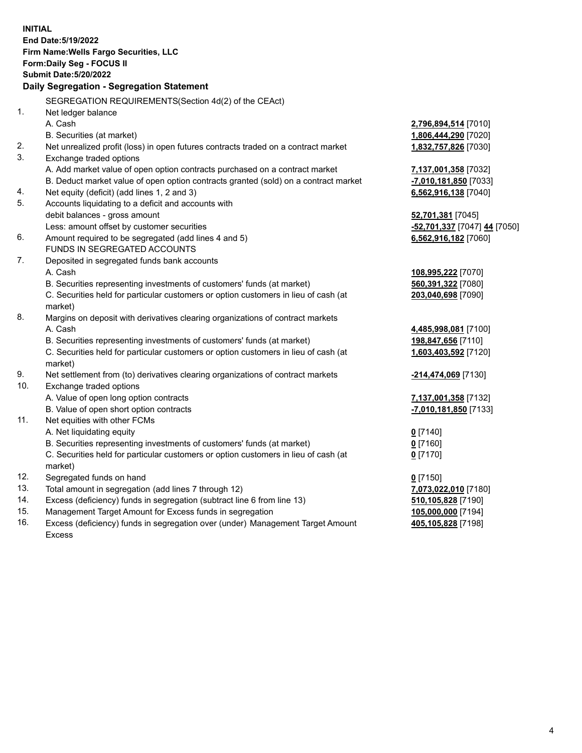**INITIAL**
**End Date:5/19/2022**
**Firm Name:Wells Fargo Securities, LLC**
**Form:Daily Seg - FOCUS II**
**Submit Date:5/20/2022**

## Daily Segregation - Segregation Statement

SEGREGATION REQUIREMENTS(Section 4d(2) of the CEAct)

| | | |
|---|---|---|
| 1. | Net ledger balance | |
| | A. Cash | **2,796,894,514** [7010] |
| | B. Securities (at market) | **1,806,444,290** [7020] |
| 2. | Net unrealized profit (loss) in open futures contracts traded on a contract market | **1,832,757,826** [7030] |
| 3. | Exchange traded options | |
| | A. Add market value of open option contracts purchased on a contract market | **7,137,001,358** [7032] |
| | B. Deduct market value of open option contracts granted (sold) on a contract market | **-7,010,181,850** [7033] |
| 4. | Net equity (deficit) (add lines 1, 2 and 3) | **6,562,916,138** [7040] |
| 5. | Accounts liquidating to a deficit and accounts with debit balances - gross amount | **52,701,381** [7045] |
| | Less: amount offset by customer securities | **-52,701,337** [7047] **44** [7050] |
| 6. | Amount required to be segregated (add lines 4 and 5) | **6,562,916,182** [7060] |
| | FUNDS IN SEGREGATED ACCOUNTS | |
| 7. | Deposited in segregated funds bank accounts | |
| | A. Cash | **108,995,222** [7070] |
| | B. Securities representing investments of customers' funds (at market) | **560,391,322** [7080] |
| | C. Securities held for particular customers or option customers in lieu of cash (at market) | **203,040,698** [7090] |
| 8. | Margins on deposit with derivatives clearing organizations of contract markets | |
| | A. Cash | **4,485,998,081** [7100] |
| | B. Securities representing investments of customers' funds (at market) | **198,847,656** [7110] |
| | C. Securities held for particular customers or option customers in lieu of cash (at market) | **1,603,403,592** [7120] |
| 9. | Net settlement from (to) derivatives clearing organizations of contract markets | **-214,474,069** [7130] |
| 10. | Exchange traded options | |
| | A. Value of open long option contracts | **7,137,001,358** [7132] |
| | B. Value of open short option contracts | **-7,010,181,850** [7133] |
| 11. | Net equities with other FCMs | |
| | A. Net liquidating equity | **0** [7140] |
| | B. Securities representing investments of customers' funds (at market) | **0** [7160] |
| | C. Securities held for particular customers or option customers in lieu of cash (at market) | **0** [7170] |
| 12. | Segregated funds on hand | **0** [7150] |
| 13. | Total amount in segregation (add lines 7 through 12) | **7,073,022,010** [7180] |
| 14. | Excess (deficiency) funds in segregation (subtract line 6 from line 13) | **510,105,828** [7190] |
| 15. | Management Target Amount for Excess funds in segregation | **105,000,000** [7194] |
| 16. | Excess (deficiency) funds in segregation over (under) Management Target Amount Excess | **405,105,828** [7198] |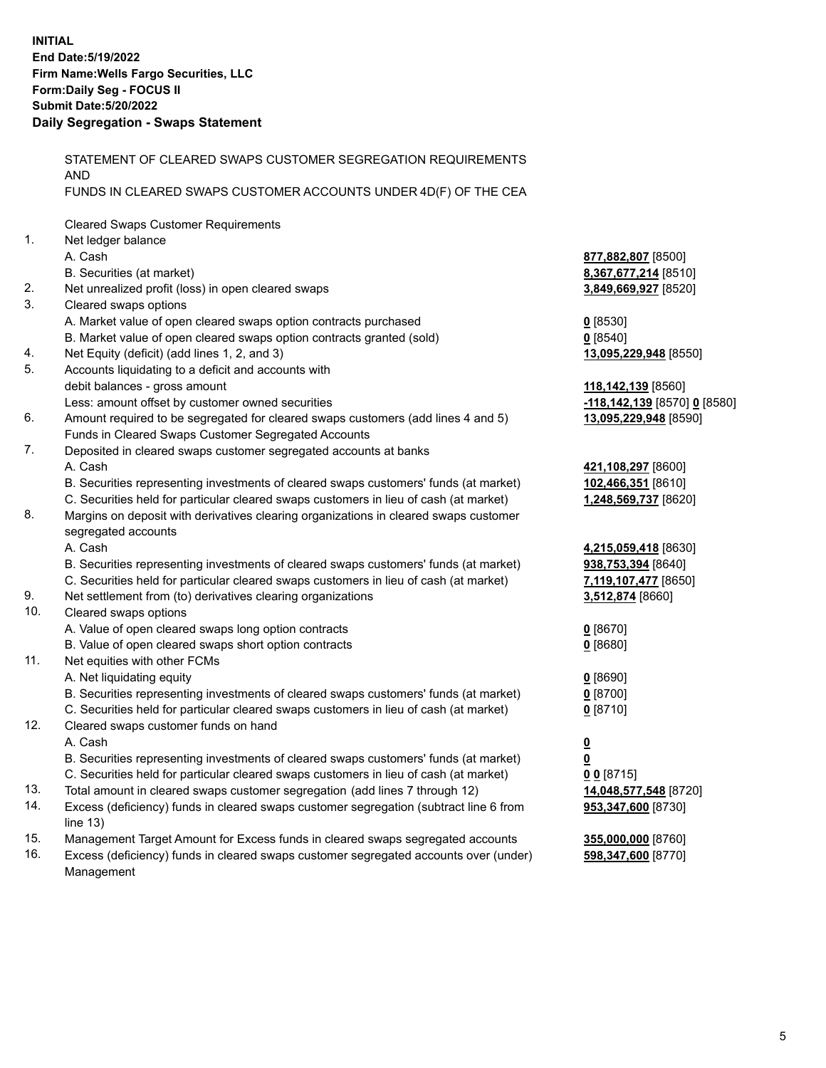**INITIAL**
**End Date:5/19/2022**
**Firm Name:Wells Fargo Securities, LLC**
**Form:Daily Seg - FOCUS II**
**Submit Date:5/20/2022**
**Daily Segregation - Swaps Statement**

STATEMENT OF CLEARED SWAPS CUSTOMER SEGREGATION REQUIREMENTS AND FUNDS IN CLEARED SWAPS CUSTOMER ACCOUNTS UNDER 4D(F) OF THE CEA

| | | |
|---|---|---|
| | Cleared Swaps Customer Requirements | |
| 1. | Net ledger balance | |
| | A. Cash | **877,882,807** [8500] |
| | B. Securities (at market) | **8,367,677,214** [8510] |
| 2. | Net unrealized profit (loss) in open cleared swaps | **3,849,669,927** [8520] |
| 3. | Cleared swaps options | |
| | A. Market value of open cleared swaps option contracts purchased | **0** [8530] |
| | B. Market value of open cleared swaps option contracts granted (sold) | **0** [8540] |
| 4. | Net Equity (deficit) (add lines 1, 2, and 3) | **13,095,229,948** [8550] |
| 5. | Accounts liquidating to a deficit and accounts with debit balances - gross amount | **118,142,139** [8560] |
| | Less: amount offset by customer owned securities | **-118,142,139** [8570] **0** [8580] |
| 6. | Amount required to be segregated for cleared swaps customers (add lines 4 and 5) | **13,095,229,948** [8590] |
| | Funds in Cleared Swaps Customer Segregated Accounts | |
| 7. | Deposited in cleared swaps customer segregated accounts at banks | |
| | A. Cash | **421,108,297** [8600] |
| | B. Securities representing investments of cleared swaps customers' funds (at market) | **102,466,351** [8610] |
| | C. Securities held for particular cleared swaps customers in lieu of cash (at market) | **1,248,569,737** [8620] |
| 8. | Margins on deposit with derivatives clearing organizations in cleared swaps customer segregated accounts | |
| | A. Cash | **4,215,059,418** [8630] |
| | B. Securities representing investments of cleared swaps customers' funds (at market) | **938,753,394** [8640] |
| | C. Securities held for particular cleared swaps customers in lieu of cash (at market) | **7,119,107,477** [8650] |
| 9. | Net settlement from (to) derivatives clearing organizations | **3,512,874** [8660] |
| 10. | Cleared swaps options | |
| | A. Value of open cleared swaps long option contracts | **0** [8670] |
| | B. Value of open cleared swaps short option contracts | **0** [8680] |
| 11. | Net equities with other FCMs | |
| | A. Net liquidating equity | **0** [8690] |
| | B. Securities representing investments of cleared swaps customers' funds (at market) | **0** [8700] |
| | C. Securities held for particular cleared swaps customers in lieu of cash (at market) | **0** [8710] |
| 12. | Cleared swaps customer funds on hand | |
| | A. Cash | **0** |
| | B. Securities representing investments of cleared swaps customers' funds (at market) | **0** |
| | C. Securities held for particular cleared swaps customers in lieu of cash (at market) | **0** **0** [8715] |
| 13. | Total amount in cleared swaps customer segregation (add lines 7 through 12) | **14,048,577,548** [8720] |
| 14. | Excess (deficiency) funds in cleared swaps customer segregation (subtract line 6 from line 13) | **953,347,600** [8730] |
| 15. | Management Target Amount for Excess funds in cleared swaps segregated accounts | **355,000,000** [8760] |
| 16. | Excess (deficiency) funds in cleared swaps customer segregated accounts over (under) Management | **598,347,600** [8770] |